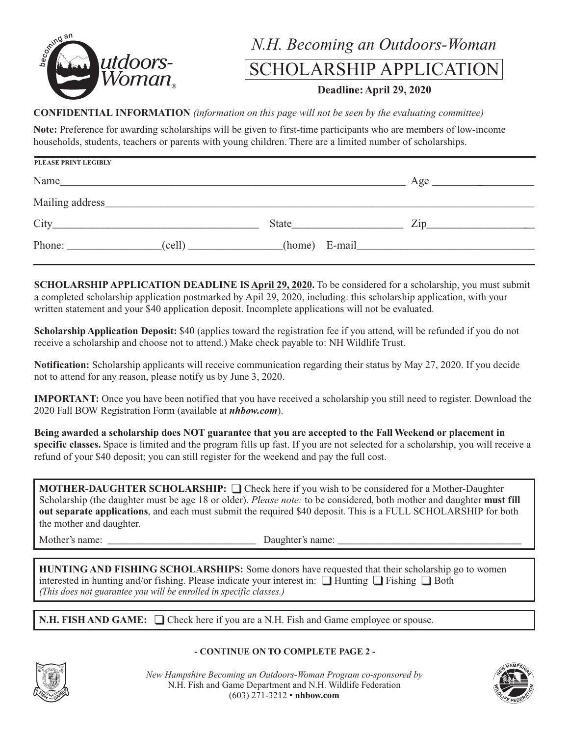# N.H. Becoming an Outdoors-Woman

## SCHOLARSHIP APPLICATION

**Deadline: April 29, 2020**

**CONFIDENTIAL INFORMATION** *(information on this page will not be seen by the evaluating committee)*

**Note:** Preference for awarding scholarships will be given to first-time participants who are members of low-income households, students, teachers or parents with young children. There are a limited number of scholarships.

**PLEASE PRINT LEGIBLY**

Name________________________________________________ Age ____________________

Mailing address_______________________________________________________________

City_______________________________ State_______________ Zip_________________

Phone: _______________(cell) _______________(home) E-mail_________________________

**SCHOLARSHIP APPLICATION DEADLINE IS April 29, 2020.** To be considered for a scholarship, you must submit a completed scholarship application postmarked by April 29, 2020, including: this scholarship application, with your written statement and your $40 application deposit. Incomplete applications will not be evaluated.

**Scholarship Application Deposit:** $40 (applies toward the registration fee if you attend, will be refunded if you do not receive a scholarship and choose not to attend.) Make check payable to: NH Wildlife Trust.

**Notification:** Scholarship applicants will receive communication regarding their status by May 27, 2020. If you decide not to attend for any reason, please notify us by June 3, 2020.

**IMPORTANT:** Once you have been notified that you have received a scholarship you still need to register. Download the 2020 Fall BOW Registration Form (available at ***nhbow.com***).

**Being awarded a scholarship does NOT guarantee that you are accepted to the Fall Weekend or placement in specific classes.** Space is limited and the program fills up fast. If you are not selected for a scholarship, you will receive a refund of your $40 deposit; you can still register for the weekend and pay the full cost.

**MOTHER-DAUGHTER SCHOLARSHIP:** ❑ Check here if you wish to be considered for a Mother-Daughter Scholarship (the daughter must be age 18 or older). *Please note:* to be considered, both mother and daughter **must fill out separate applications**, and each must submit the required $40 deposit. This is a FULL SCHOLARSHIP for both the mother and daughter.

Mother's name: ___________________________ Daughter's name: ___________________________

**HUNTING AND FISHING SCHOLARSHIPS:** Some donors have requested that their scholarship go to women interested in hunting and/or fishing. Please indicate your interest in: ❑ Hunting ❑ Fishing ❑ Both
*(This does not guarantee you will be enrolled in specific classes.)*

**N.H. FISH AND GAME:** ❑ Check here if you are a N.H. Fish and Game employee or spouse.

**- CONTINUE ON TO COMPLETE PAGE 2 -**

*New Hampshire Becoming an Outdoors-Woman Program co-sponsored by*
N.H. Fish and Game Department and N.H. Wildlife Federation
(603) 271-3212 • **nhbow.com**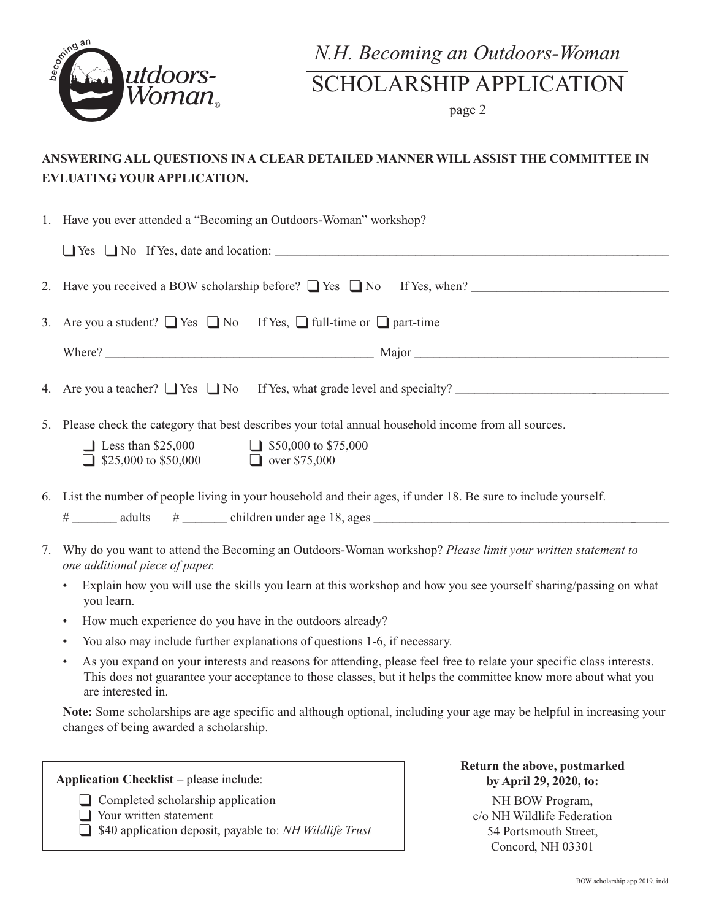# N.H. Becoming an Outdoors-Woman

## SCHOLARSHIP APPLICATION

page 2

**ANSWERING ALL QUESTIONS IN A CLEAR DETAILED MANNER WILL ASSIST THE COMMITTEE IN EVLUATING YOUR APPLICATION.**

1. Have you ever attended a "Becoming an Outdoors-Woman" workshop?

   ❑ Yes ❑ No If Yes, date and location: ______________________________

2. Have you received a BOW scholarship before? ❑ Yes ❑ No If Yes, when? ______________________________

3. Are you a student? ❑ Yes ❑ No If Yes, ❑ full-time or ❑ part-time

   Where? ______________________________ Major ______________________________

4. Are you a teacher? ❑ Yes ❑ No If Yes, what grade level and specialty? ______________________________

5. Please check the category that best describes your total annual household income from all sources.

   ❑ Less than $25,000 ❑ $50,000 to $75,000
   ❑ $25,000 to $50,000 ❑ over $75,000

6. List the number of people living in your household and their ages, if under 18. Be sure to include yourself.

   # _______ adults # _______ children under age 18, ages ______________________________

7. Why do you want to attend the Becoming an Outdoors-Woman workshop? *Please limit your written statement to one additional piece of paper.*

   - Explain how you will use the skills you learn at this workshop and how you see yourself sharing/passing on what you learn.
   - How much experience do you have in the outdoors already?
   - You also may include further explanations of questions 1-6, if necessary.
   - As you expand on your interests and reasons for attending, please feel free to relate your specific class interests. This does not guarantee your acceptance to those classes, but it helps the committee know more about what you are interested in.

   **Note:** Some scholarships are age specific and although optional, including your age may be helpful in increasing your changes of being awarded a scholarship.

**Application Checklist** – please include:

❑ Completed scholarship application
❑ Your written statement
❑ $40 application deposit, payable to: *NH Wildlife Trust*

**Return the above, postmarked by April 29, 2020, to:**

NH BOW Program,
c/o NH Wildlife Federation
54 Portsmouth Street,
Concord, NH 03301